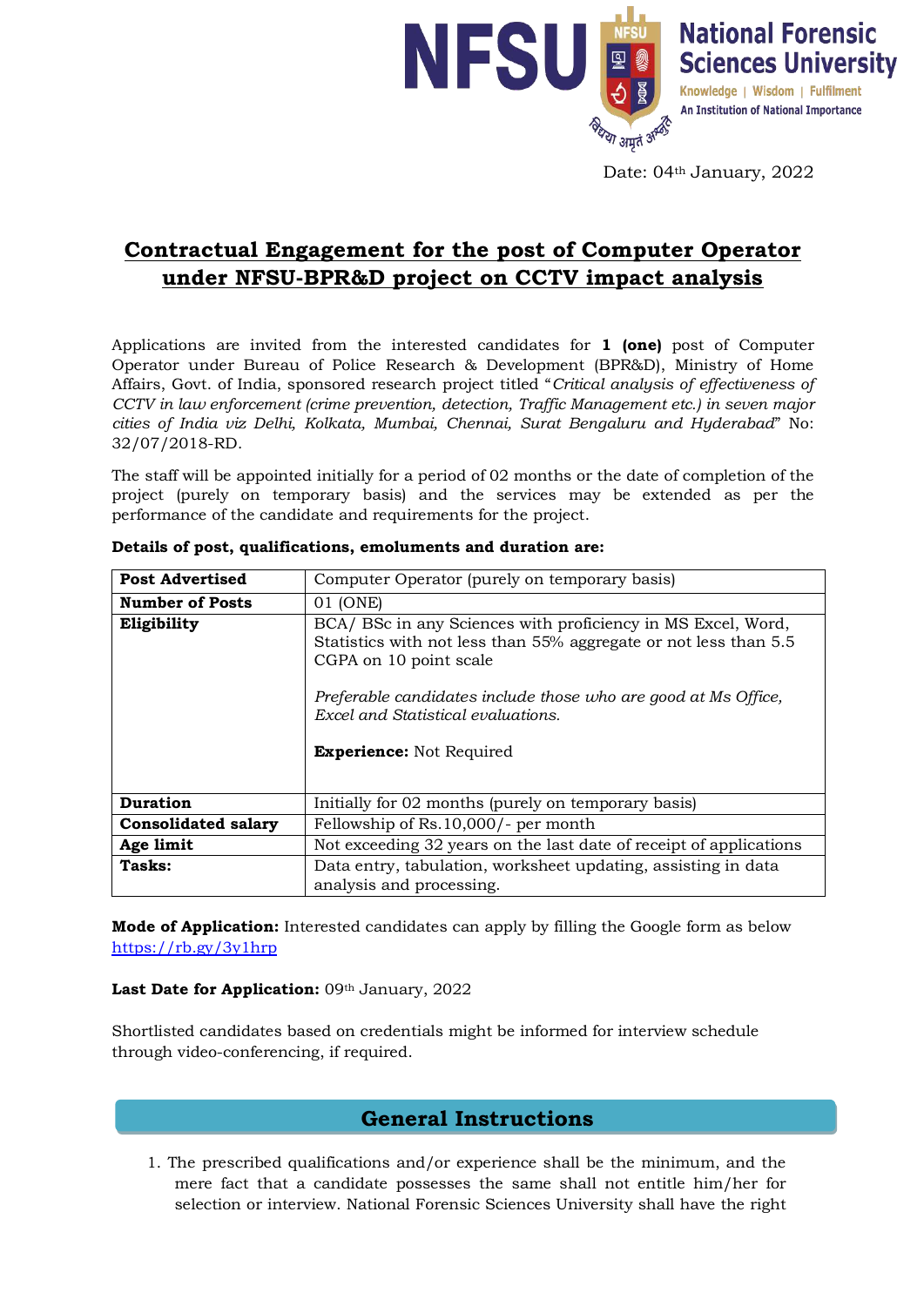Date: 04th January, 2022

# Contractual Engagement for the post of Computer Operator under NFSU-BPR&D project on CCTV impact analysis

Applications are invited from the interested candidates for **1 (one)** post of Computer Operator under Bureau of Police Research & Development (BPR&D), Ministry of Home Affairs, Govt. of India, sponsored research project titled "*Critical analysis of effectiveness of CCTV in law enforcement (crime prevention, detection, Traffic Management etc.) in seven major cities of India viz Delhi, Kolkata, Mumbai, Chennai, Surat Bengaluru and Hyderabad*" No: 32/07/2018-RD.

The staff will be appointed initially for a period of 02 months or the date of completion of the project (purely on temporary basis) and the services may be extended as per the performance of the candidate and requirements for the project.

**Details of post, qualifications, emoluments and duration are:**

| | |
|---|---|
| **Post Advertised** | Computer Operator (purely on temporary basis) |
| **Number of Posts** | 01 (ONE) |
| **Eligibility** | BCA/ BSc in any Sciences with proficiency in MS Excel, Word, Statistics with not less than 55% aggregate or not less than 5.5 CGPA on 10 point scale<br><br>*Preferable candidates include those who are good at Ms Office, Excel and Statistical evaluations.*<br><br>**Experience:** Not Required |
| **Duration** | Initially for 02 months (purely on temporary basis) |
| **Consolidated salary** | Fellowship of Rs.10,000/- per month |
| **Age limit** | Not exceeding 32 years on the last date of receipt of applications |
| **Tasks:** | Data entry, tabulation, worksheet updating, assisting in data analysis and processing. |

**Mode of Application:** Interested candidates can apply by filling the Google form as below https://rb.gy/3y1hrp

**Last Date for Application:** 09th January, 2022

Shortlisted candidates based on credentials might be informed for interview schedule through video-conferencing, if required.

## General Instructions

1. The prescribed qualifications and/or experience shall be the minimum, and the mere fact that a candidate possesses the same shall not entitle him/her for selection or interview. National Forensic Sciences University shall have the right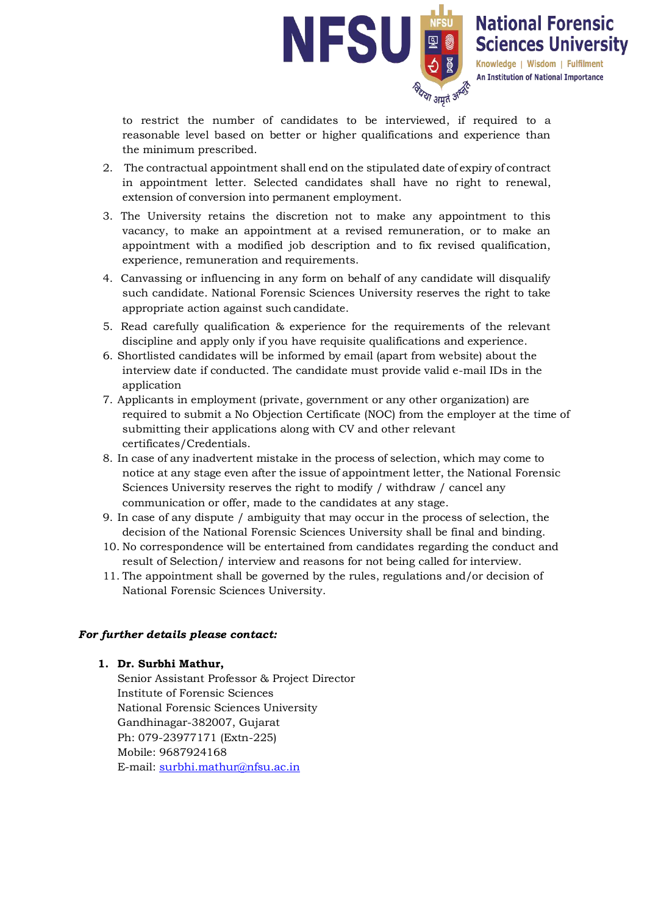to restrict the number of candidates to be interviewed, if required to a reasonable level based on better or higher qualifications and experience than the minimum prescribed.

2. The contractual appointment shall end on the stipulated date of expiry of contract in appointment letter. Selected candidates shall have no right to renewal, extension of conversion into permanent employment.
3. The University retains the discretion not to make any appointment to this vacancy, to make an appointment at a revised remuneration, or to make an appointment with a modified job description and to fix revised qualification, experience, remuneration and requirements.
4. Canvassing or influencing in any form on behalf of any candidate will disqualify such candidate. National Forensic Sciences University reserves the right to take appropriate action against such candidate.
5. Read carefully qualification & experience for the requirements of the relevant discipline and apply only if you have requisite qualifications and experience.
6. Shortlisted candidates will be informed by email (apart from website) about the interview date if conducted. The candidate must provide valid e-mail IDs in the application
7. Applicants in employment (private, government or any other organization) are required to submit a No Objection Certificate (NOC) from the employer at the time of submitting their applications along with CV and other relevant certificates/Credentials.
8. In case of any inadvertent mistake in the process of selection, which may come to notice at any stage even after the issue of appointment letter, the National Forensic Sciences University reserves the right to modify / withdraw / cancel any communication or offer, made to the candidates at any stage.
9. In case of any dispute / ambiguity that may occur in the process of selection, the decision of the National Forensic Sciences University shall be final and binding.
10. No correspondence will be entertained from candidates regarding the conduct and result of Selection/ interview and reasons for not being called for interview.
11. The appointment shall be governed by the rules, regulations and/or decision of National Forensic Sciences University.

***For further details please contact:***

1. **Dr. Surbhi Mathur,**
   Senior Assistant Professor & Project Director
   Institute of Forensic Sciences
   National Forensic Sciences University
   Gandhinagar-382007, Gujarat
   Ph: 079-23977171 (Extn-225)
   Mobile: 9687924168
   E-mail: surbhi.mathur@nfsu.ac.in